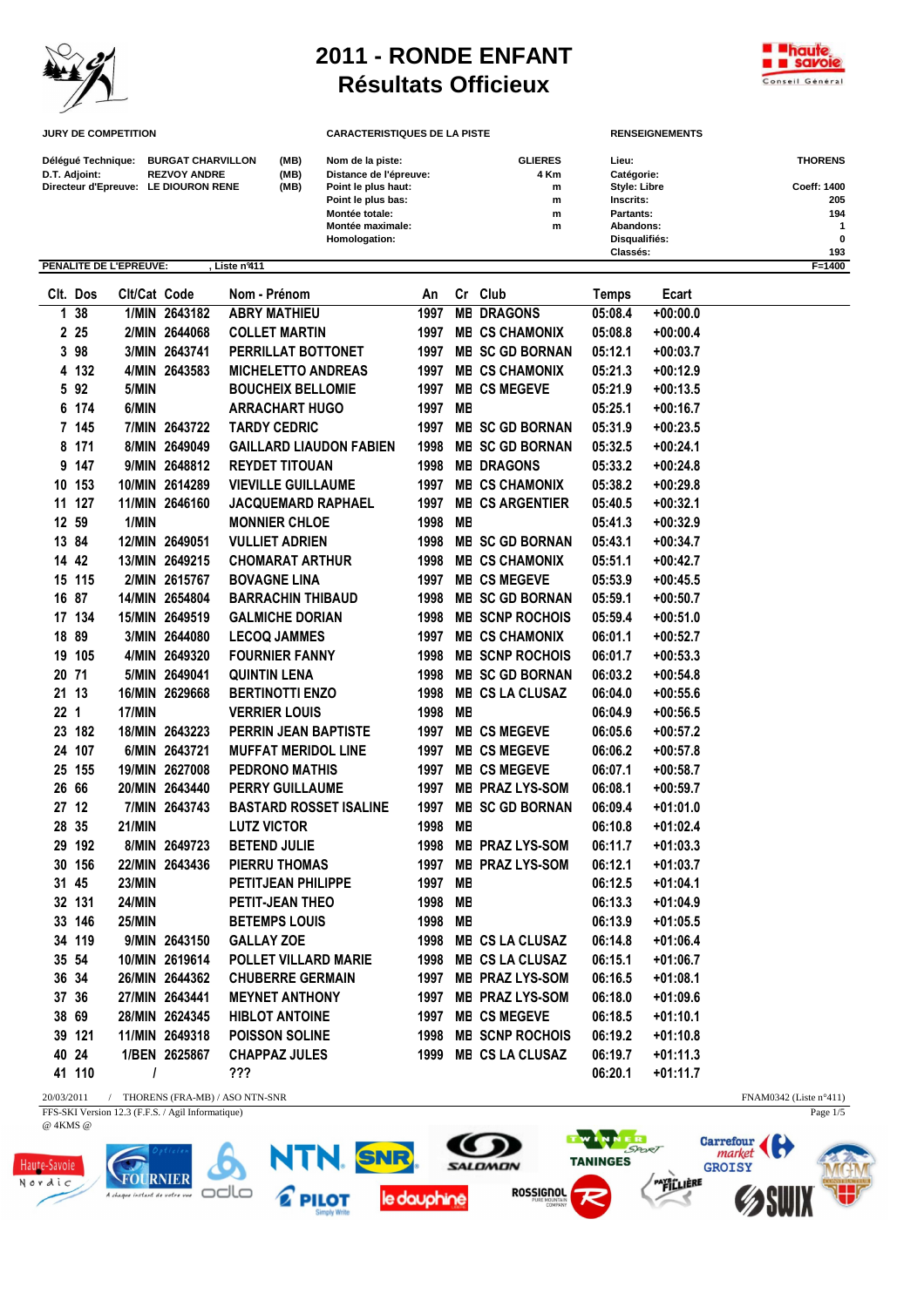# 2011 - RONDE ENFANT
## Résultats Officieux

**JURY DE COMPETITION**

| | | |
|---|---|---|
| Délégué Technique: | BURGAT CHARVILLON | (MB) |
| D.T. Adjoint: | REZVOY ANDRE | (MB) |
| Directeur d'Epreuve: | LE DIOURON RENE | (MB) |

**CARACTERISTIQUES DE LA PISTE**

| | |
|---|---|
| Nom de la piste: | GLIERES |
| Distance de l'épreuve: | 4 Km |
| Point le plus haut: | m |
| Point le plus bas: | m |
| Montée totale: | m |
| Montée maximale: | m |
| Homologation: | |

**RENSEIGNEMENTS**

| | |
|---|---|
| Lieu: | THORENS |
| Catégorie: | |
| Style: Libre | Coeff: 1400 |
| Inscrits: | 205 |
| Partants: | 194 |
| Abandons: | 1 |
| Disqualifiés: | 0 |
| Classés: | 193 |

**PENALITE DE L'EPREUVE:** , Liste n°411 F=1400

| Clt. | Dos | Clt/Cat | Code | Nom - Prénom | An | Cr | Club | Temps | Ecart |
|---|---|---|---|---|---|---|---|---|---|
| 1 | 38 | 1/MIN | 2643182 | ABRY MATHIEU | 1997 | MB | DRAGONS | 05:08.4 | +00:00.0 |
| 2 | 25 | 2/MIN | 2644068 | COLLET MARTIN | 1997 | MB | CS CHAMONIX | 05:08.8 | +00:00.4 |
| 3 | 98 | 3/MIN | 2643741 | PERRILLAT BOTTONET | 1997 | MB | SC GD BORNAN | 05:12.1 | +00:03.7 |
| 4 | 132 | 4/MIN | 2643583 | MICHELETTO ANDREAS | 1997 | MB | CS CHAMONIX | 05:21.3 | +00:12.9 |
| 5 | 92 | 5/MIN | | BOUCHEIX BELLOMIE | 1997 | MB | CS MEGEVE | 05:21.9 | +00:13.5 |
| 6 | 174 | 6/MIN | | ARRACHART HUGO | 1997 | MB | | 05:25.1 | +00:16.7 |
| 7 | 145 | 7/MIN | 2643722 | TARDY CEDRIC | 1997 | MB | SC GD BORNAN | 05:31.9 | +00:23.5 |
| 8 | 171 | 8/MIN | 2649049 | GAILLARD LIAUDON FABIEN | 1998 | MB | SC GD BORNAN | 05:32.5 | +00:24.1 |
| 9 | 147 | 9/MIN | 2648812 | REYDET TITOUAN | 1998 | MB | DRAGONS | 05:33.2 | +00:24.8 |
| 10 | 153 | 10/MIN | 2614289 | VIEVILLE GUILLAUME | 1997 | MB | CS CHAMONIX | 05:38.2 | +00:29.8 |
| 11 | 127 | 11/MIN | 2646160 | JACQUEMARD RAPHAEL | 1997 | MB | CS ARGENTIER | 05:40.5 | +00:32.1 |
| 12 | 59 | 1/MIN | | MONNIER CHLOE | 1998 | MB | | 05:41.3 | +00:32.9 |
| 13 | 84 | 12/MIN | 2649051 | VULLIET ADRIEN | 1998 | MB | SC GD BORNAN | 05:43.1 | +00:34.7 |
| 14 | 42 | 13/MIN | 2649215 | CHOMARAT ARTHUR | 1998 | MB | CS CHAMONIX | 05:51.1 | +00:42.7 |
| 15 | 115 | 2/MIN | 2615767 | BOVAGNE LINA | 1997 | MB | CS MEGEVE | 05:53.9 | +00:45.5 |
| 16 | 87 | 14/MIN | 2654804 | BARRACHIN THIBAUD | 1998 | MB | SC GD BORNAN | 05:59.1 | +00:50.7 |
| 17 | 134 | 15/MIN | 2649519 | GALMICHE DORIAN | 1998 | MB | SCNP ROCHOIS | 05:59.4 | +00:51.0 |
| 18 | 89 | 3/MIN | 2644080 | LECOQ JAMMES | 1997 | MB | CS CHAMONIX | 06:01.1 | +00:52.7 |
| 19 | 105 | 4/MIN | 2649320 | FOURNIER FANNY | 1998 | MB | SCNP ROCHOIS | 06:01.7 | +00:53.3 |
| 20 | 71 | 5/MIN | 2649041 | QUINTIN LENA | 1998 | MB | SC GD BORNAN | 06:03.2 | +00:54.8 |
| 21 | 13 | 16/MIN | 2629668 | BERTINOTTI ENZO | 1998 | MB | CS LA CLUSAZ | 06:04.0 | +00:55.6 |
| 22 | 1 | 17/MIN | | VERRIER LOUIS | 1998 | MB | | 06:04.9 | +00:56.5 |
| 23 | 182 | 18/MIN | 2643223 | PERRIN JEAN BAPTISTE | 1997 | MB | CS MEGEVE | 06:05.6 | +00:57.2 |
| 24 | 107 | 6/MIN | 2643721 | MUFFAT MERIDOL LINE | 1997 | MB | CS MEGEVE | 06:06.2 | +00:57.8 |
| 25 | 155 | 19/MIN | 2627008 | PEDRONO MATHIS | 1997 | MB | CS MEGEVE | 06:07.1 | +00:58.7 |
| 26 | 66 | 20/MIN | 2643440 | PERRY GUILLAUME | 1997 | MB | PRAZ LYS-SOM | 06:08.1 | +00:59.7 |
| 27 | 12 | 7/MIN | 2643743 | BASTARD ROSSET ISALINE | 1997 | MB | SC GD BORNAN | 06:09.4 | +01:01.0 |
| 28 | 35 | 21/MIN | | LUTZ VICTOR | 1998 | MB | | 06:10.8 | +01:02.4 |
| 29 | 192 | 8/MIN | 2649723 | BETEND JULIE | 1998 | MB | PRAZ LYS-SOM | 06:11.7 | +01:03.3 |
| 30 | 156 | 22/MIN | 2643436 | PIERRU THOMAS | 1997 | MB | PRAZ LYS-SOM | 06:12.1 | +01:03.7 |
| 31 | 45 | 23/MIN | | PETITJEAN PHILIPPE | 1997 | MB | | 06:12.5 | +01:04.1 |
| 32 | 131 | 24/MIN | | PETIT-JEAN THEO | 1998 | MB | | 06:13.3 | +01:04.9 |
| 33 | 146 | 25/MIN | | BETEMPS LOUIS | 1998 | MB | | 06:13.9 | +01:05.5 |
| 34 | 119 | 9/MIN | 2643150 | GALLAY ZOE | 1998 | MB | CS LA CLUSAZ | 06:14.8 | +01:06.4 |
| 35 | 54 | 10/MIN | 2619614 | POLLET VILLARD MARIE | 1998 | MB | CS LA CLUSAZ | 06:15.1 | +01:06.7 |
| 36 | 34 | 26/MIN | 2644362 | CHUBERRE GERMAIN | 1997 | MB | PRAZ LYS-SOM | 06:16.5 | +01:08.1 |
| 37 | 36 | 27/MIN | 2643441 | MEYNET ANTHONY | 1997 | MB | PRAZ LYS-SOM | 06:18.0 | +01:09.6 |
| 38 | 69 | 28/MIN | 2624345 | HIBLOT ANTOINE | 1997 | MB | CS MEGEVE | 06:18.5 | +01:10.1 |
| 39 | 121 | 11/MIN | 2649318 | POISSON SOLINE | 1998 | MB | SCNP ROCHOIS | 06:19.2 | +01:10.8 |
| 40 | 24 | 1/BEN | 2625867 | CHAPPAZ JULES | 1999 | MB | CS LA CLUSAZ | 06:19.7 | +01:11.3 |
| 41 | 110 | / | | ??? | | | | 06:20.1 | +01:11.7 |

20/03/2011 / THORENS (FRA-MB) / ASO NTN-SNR — FNAM0342 (Liste n°411)

FFS-SKI Version 12.3 (F.F.S. / Agil Informatique)

@ 4KMS @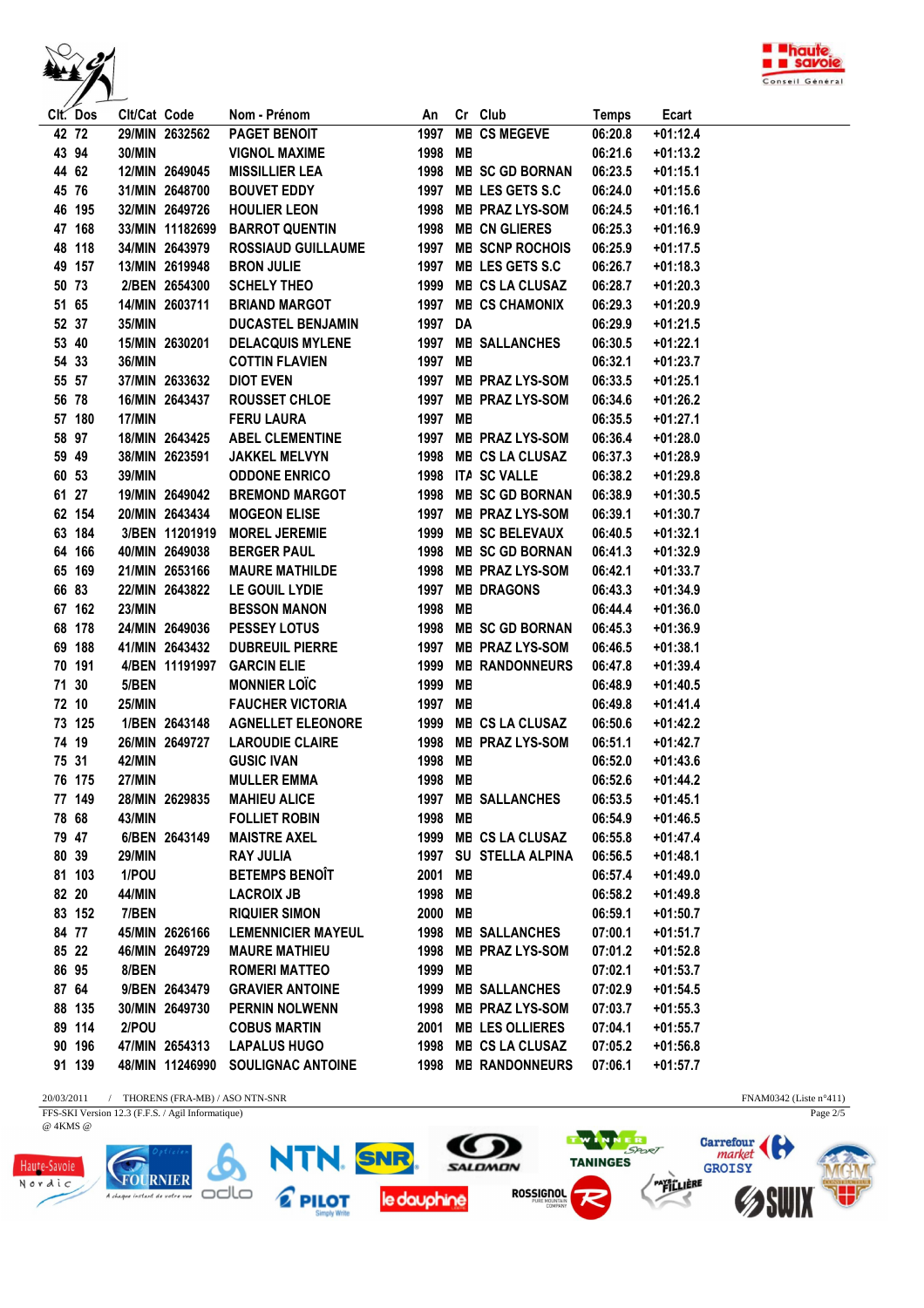| Clt. | Dos | Clt/Cat | Code | Nom - Prénom | An | Cr | Club | Temps | Ecart |
|---|---|---|---|---|---|---|---|---|---|
| 42 | 72 | 29/MIN | 2632562 | PAGET BENOIT | 1997 | MB | CS MEGEVE | 06:20.8 | +01:12.4 |
| 43 | 94 | 30/MIN | | VIGNOL MAXIME | 1998 | MB | | 06:21.6 | +01:13.2 |
| 44 | 62 | 12/MIN | 2649045 | MISSILLIER LEA | 1998 | MB | SC GD BORNAN | 06:23.5 | +01:15.1 |
| 45 | 76 | 31/MIN | 2648700 | BOUVET EDDY | 1997 | MB | LES GETS S.C | 06:24.0 | +01:15.6 |
| 46 | 195 | 32/MIN | 2649726 | HOULIER LEON | 1998 | MB | PRAZ LYS-SOM | 06:24.5 | +01:16.1 |
| 47 | 168 | 33/MIN | 11182699 | BARROT QUENTIN | 1998 | MB | CN GLIERES | 06:25.3 | +01:16.9 |
| 48 | 118 | 34/MIN | 2643979 | ROSSIAUD GUILLAUME | 1997 | MB | SCNP ROCHOIS | 06:25.9 | +01:17.5 |
| 49 | 157 | 13/MIN | 2619948 | BRON JULIE | 1997 | MB | LES GETS S.C | 06:26.7 | +01:18.3 |
| 50 | 73 | 2/BEN | 2654300 | SCHELY THEO | 1999 | MB | CS LA CLUSAZ | 06:28.7 | +01:20.3 |
| 51 | 65 | 14/MIN | 2603711 | BRIAND MARGOT | 1997 | MB | CS CHAMONIX | 06:29.3 | +01:20.9 |
| 52 | 37 | 35/MIN | | DUCASTEL BENJAMIN | 1997 | DA | | 06:29.9 | +01:21.5 |
| 53 | 40 | 15/MIN | 2630201 | DELACQUIS MYLENE | 1997 | MB | SALLANCHES | 06:30.5 | +01:22.1 |
| 54 | 33 | 36/MIN | | COTTIN FLAVIEN | 1997 | MB | | 06:32.1 | +01:23.7 |
| 55 | 57 | 37/MIN | 2633632 | DIOT EVEN | 1997 | MB | PRAZ LYS-SOM | 06:33.5 | +01:25.1 |
| 56 | 78 | 16/MIN | 2643437 | ROUSSET CHLOE | 1997 | MB | PRAZ LYS-SOM | 06:34.6 | +01:26.2 |
| 57 | 180 | 17/MIN | | FERU LAURA | 1997 | MB | | 06:35.5 | +01:27.1 |
| 58 | 97 | 18/MIN | 2643425 | ABEL CLEMENTINE | 1997 | MB | PRAZ LYS-SOM | 06:36.4 | +01:28.0 |
| 59 | 49 | 38/MIN | 2623591 | JAKKEL MELVYN | 1998 | MB | CS LA CLUSAZ | 06:37.3 | +01:28.9 |
| 60 | 53 | 39/MIN | | ODDONE ENRICO | 1998 | ITA | SC VALLE | 06:38.2 | +01:29.8 |
| 61 | 27 | 19/MIN | 2649042 | BREMOND MARGOT | 1998 | MB | SC GD BORNAN | 06:38.9 | +01:30.5 |
| 62 | 154 | 20/MIN | 2643434 | MOGEON ELISE | 1997 | MB | PRAZ LYS-SOM | 06:39.1 | +01:30.7 |
| 63 | 184 | 3/BEN | 11201919 | MOREL JEREMIE | 1999 | MB | SC BELEVAUX | 06:40.5 | +01:32.1 |
| 64 | 166 | 40/MIN | 2649038 | BERGER PAUL | 1998 | MB | SC GD BORNAN | 06:41.3 | +01:32.9 |
| 65 | 169 | 21/MIN | 2653166 | MAURE MATHILDE | 1998 | MB | PRAZ LYS-SOM | 06:42.1 | +01:33.7 |
| 66 | 83 | 22/MIN | 2643822 | LE GOUIL LYDIE | 1997 | MB | DRAGONS | 06:43.3 | +01:34.9 |
| 67 | 162 | 23/MIN | | BESSON MANON | 1998 | MB | | 06:44.4 | +01:36.0 |
| 68 | 178 | 24/MIN | 2649036 | PESSEY LOTUS | 1998 | MB | SC GD BORNAN | 06:45.3 | +01:36.9 |
| 69 | 188 | 41/MIN | 2643432 | DUBREUIL PIERRE | 1997 | MB | PRAZ LYS-SOM | 06:46.5 | +01:38.1 |
| 70 | 191 | 4/BEN | 11191997 | GARCIN ELIE | 1999 | MB | RANDONNEURS | 06:47.8 | +01:39.4 |
| 71 | 30 | 5/BEN | | MONNIER LOÏC | 1999 | MB | | 06:48.9 | +01:40.5 |
| 72 | 10 | 25/MIN | | FAUCHER VICTORIA | 1997 | MB | | 06:49.8 | +01:41.4 |
| 73 | 125 | 1/BEN | 2643148 | AGNELLET ELEONORE | 1999 | MB | CS LA CLUSAZ | 06:50.6 | +01:42.2 |
| 74 | 19 | 26/MIN | 2649727 | LAROUDIE CLAIRE | 1998 | MB | PRAZ LYS-SOM | 06:51.1 | +01:42.7 |
| 75 | 31 | 42/MIN | | GUSIC IVAN | 1998 | MB | | 06:52.0 | +01:43.6 |
| 76 | 175 | 27/MIN | | MULLER EMMA | 1998 | MB | | 06:52.6 | +01:44.2 |
| 77 | 149 | 28/MIN | 2629835 | MAHIEU ALICE | 1997 | MB | SALLANCHES | 06:53.5 | +01:45.1 |
| 78 | 68 | 43/MIN | | FOLLIET ROBIN | 1998 | MB | | 06:54.9 | +01:46.5 |
| 79 | 47 | 6/BEN | 2643149 | MAISTRE AXEL | 1999 | MB | CS LA CLUSAZ | 06:55.8 | +01:47.4 |
| 80 | 39 | 29/MIN | | RAY JULIA | 1997 | SU | STELLA ALPINA | 06:56.5 | +01:48.1 |
| 81 | 103 | 1/POU | | BETEMPS BENOÎT | 2001 | MB | | 06:57.4 | +01:49.0 |
| 82 | 20 | 44/MIN | | LACROIX JB | 1998 | MB | | 06:58.2 | +01:49.8 |
| 83 | 152 | 7/BEN | | RIQUIER SIMON | 2000 | MB | | 06:59.1 | +01:50.7 |
| 84 | 77 | 45/MIN | 2626166 | LEMENNICIER MAYEUL | 1998 | MB | SALLANCHES | 07:00.1 | +01:51.7 |
| 85 | 22 | 46/MIN | 2649729 | MAURE MATHIEU | 1998 | MB | PRAZ LYS-SOM | 07:01.2 | +01:52.8 |
| 86 | 95 | 8/BEN | | ROMERI MATTEO | 1999 | MB | | 07:02.1 | +01:53.7 |
| 87 | 64 | 9/BEN | 2643479 | GRAVIER ANTOINE | 1999 | MB | SALLANCHES | 07:02.9 | +01:54.5 |
| 88 | 135 | 30/MIN | 2649730 | PERNIN NOLWENN | 1998 | MB | PRAZ LYS-SOM | 07:03.7 | +01:55.3 |
| 89 | 114 | 2/POU | | COBUS MARTIN | 2001 | MB | LES OLLIERES | 07:04.1 | +01:55.7 |
| 90 | 196 | 47/MIN | 2654313 | LAPALUS HUGO | 1998 | MB | CS LA CLUSAZ | 07:05.2 | +01:56.8 |
| 91 | 139 | 48/MIN | 11246990 | SOULIGNAC ANTOINE | 1998 | MB | RANDONNEURS | 07:06.1 | +01:57.7 |

20/03/2011 / THORENS (FRA-MB) / ASO NTN-SNR — FNAM0342 (Liste n°411)

FFS-SKI Version 12.3 (F.F.S. / Agil Informatique)

@ 4KMS @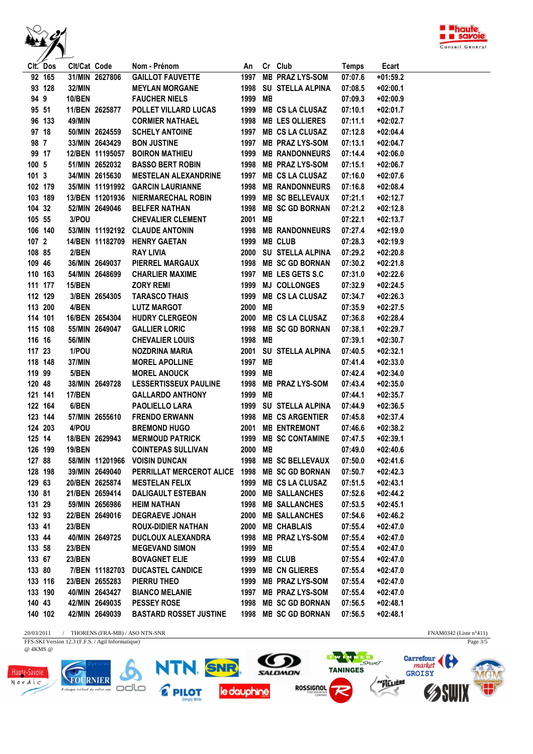| Clt. | Dos | Clt/Cat | Code | Nom - Prénom | An | Cr | Club | Temps | Ecart |
|---|---|---|---|---|---|---|---|---|---|
| 92 | 165 | 31/MIN | 2627806 | GAILLOT FAUVETTE | 1997 | MB | PRAZ LYS-SOM | 07:07.6 | +01:59.2 |
| 93 | 128 | 32/MIN | | MEYLAN MORGANE | 1998 | SU | STELLA ALPINA | 07:08.5 | +02:00.1 |
| 94 | 9 | 10/BEN | | FAUCHER NIELS | 1999 | MB | | 07:09.3 | +02:00.9 |
| 95 | 51 | 11/BEN | 2625877 | POLLET VILLARD LUCAS | 1999 | MB | CS LA CLUSAZ | 07:10.1 | +02:01.7 |
| 96 | 133 | 49/MIN | | CORMIER NATHAEL | 1998 | MB | LES OLLIERES | 07:11.1 | +02:02.7 |
| 97 | 18 | 50/MIN | 2624559 | SCHELY ANTOINE | 1997 | MB | CS LA CLUSAZ | 07:12.8 | +02:04.4 |
| 98 | 7 | 33/MIN | 2643429 | BON JUSTINE | 1997 | MB | PRAZ LYS-SOM | 07:13.1 | +02:04.7 |
| 99 | 17 | 12/BEN | 11195057 | BOIRON MATHIEU | 1999 | MB | RANDONNEURS | 07:14.4 | +02:06.0 |
| 100 | 5 | 51/MIN | 2652032 | BASSO BERT ROBIN | 1998 | MB | PRAZ LYS-SOM | 07:15.1 | +02:06.7 |
| 101 | 3 | 34/MIN | 2615630 | MESTELAN ALEXANDRINE | 1997 | MB | CS LA CLUSAZ | 07:16.0 | +02:07.6 |
| 102 | 179 | 35/MIN | 11191992 | GARCIN LAURIANNE | 1998 | MB | RANDONNEURS | 07:16.8 | +02:08.4 |
| 103 | 189 | 13/BEN | 11201936 | NIERMARECHAL ROBIN | 1999 | MB | SC BELLEVAUX | 07:21.1 | +02:12.7 |
| 104 | 32 | 52/MIN | 2649046 | BELFER NATHAN | 1998 | MB | SC GD BORNAN | 07:21.2 | +02:12.8 |
| 105 | 55 | 3/POU | | CHEVALIER CLEMENT | 2001 | MB | | 07:22.1 | +02:13.7 |
| 106 | 140 | 53/MIN | 11192192 | CLAUDE ANTONIN | 1998 | MB | RANDONNEURS | 07:27.4 | +02:19.0 |
| 107 | 2 | 14/BEN | 11182709 | HENRY GAETAN | 1999 | MB | CLUB | 07:28.3 | +02:19.9 |
| 108 | 85 | 2/BEN | | RAY LIVIA | 2000 | SU | STELLA ALPINA | 07:29.2 | +02:20.8 |
| 109 | 46 | 36/MIN | 2649037 | PIERREL MARGAUX | 1998 | MB | SC GD BORNAN | 07:30.2 | +02:21.8 |
| 110 | 163 | 54/MIN | 2648699 | CHARLIER MAXIME | 1997 | MB | LES GETS S.C | 07:31.0 | +02:22.6 |
| 111 | 177 | 15/BEN | | ZORY REMI | 1999 | MJ | COLLONGES | 07:32.9 | +02:24.5 |
| 112 | 129 | 3/BEN | 2654305 | TARASCO THAIS | 1999 | MB | CS LA CLUSAZ | 07:34.7 | +02:26.3 |
| 113 | 200 | 4/BEN | | LUTZ MARGOT | 2000 | MB | | 07:35.9 | +02:27.5 |
| 114 | 101 | 16/BEN | 2654304 | HUDRY CLERGEON | 2000 | MB | CS LA CLUSAZ | 07:36.8 | +02:28.4 |
| 115 | 108 | 55/MIN | 2649047 | GALLIER LORIC | 1998 | MB | SC GD BORNAN | 07:38.1 | +02:29.7 |
| 116 | 16 | 56/MIN | | CHEVALIER LOUIS | 1998 | MB | | 07:39.1 | +02:30.7 |
| 117 | 23 | 1/POU | | NOZDRINA MARIA | 2001 | SU | STELLA ALPINA | 07:40.5 | +02:32.1 |
| 118 | 148 | 37/MIN | | MOREL APOLLINE | 1997 | MB | | 07:41.4 | +02:33.0 |
| 119 | 99 | 5/BEN | | MOREL ANOUCK | 1999 | MB | | 07:42.4 | +02:34.0 |
| 120 | 48 | 38/MIN | 2649728 | LESSERTISSEUX PAULINE | 1998 | MB | PRAZ LYS-SOM | 07:43.4 | +02:35.0 |
| 121 | 141 | 17/BEN | | GALLARDO ANTHONY | 1999 | MB | | 07:44.1 | +02:35.7 |
| 122 | 164 | 6/BEN | | PAOLIELLO LARA | 1999 | SU | STELLA ALPINA | 07:44.9 | +02:36.5 |
| 123 | 144 | 57/MIN | 2655610 | FRENDO ERWANN | 1998 | MB | CS ARGENTIER | 07:45.8 | +02:37.4 |
| 124 | 203 | 4/POU | | BREMOND HUGO | 2001 | MB | ENTREMONT | 07:46.6 | +02:38.2 |
| 125 | 14 | 18/BEN | 2629943 | MERMOUD PATRICK | 1999 | MB | SC CONTAMINE | 07:47.5 | +02:39.1 |
| 126 | 199 | 19/BEN | | COINTEPAS SULLIVAN | 2000 | MB | | 07:49.0 | +02:40.6 |
| 127 | 88 | 58/MIN | 11201966 | VOISIN DUNCAN | 1998 | MB | SC BELLEVAUX | 07:50.0 | +02:41.6 |
| 128 | 198 | 39/MIN | 2649040 | PERRILLAT MERCEROT ALICE | 1998 | MB | SC GD BORNAN | 07:50.7 | +02:42.3 |
| 129 | 63 | 20/BEN | 2625874 | MESTELAN FELIX | 1999 | MB | CS LA CLUSAZ | 07:51.5 | +02:43.1 |
| 130 | 81 | 21/BEN | 2659414 | DALIGAULT ESTEBAN | 2000 | MB | SALLANCHES | 07:52.6 | +02:44.2 |
| 131 | 29 | 59/MIN | 2656986 | HEIM NATHAN | 1998 | MB | SALLANCHES | 07:53.5 | +02:45.1 |
| 132 | 93 | 22/BEN | 2649016 | DEGRAEVE JONAH | 2000 | MB | SALLANCHES | 07:54.6 | +02:46.2 |
| 133 | 41 | 23/BEN | | ROUX-DIDIER NATHAN | 2000 | MB | CHABLAIS | 07:55.4 | +02:47.0 |
| 133 | 44 | 40/MIN | 2649725 | DUCLOUX ALEXANDRA | 1998 | MB | PRAZ LYS-SOM | 07:55.4 | +02:47.0 |
| 133 | 58 | 23/BEN | | MEGEVAND SIMON | 1999 | MB | | 07:55.4 | +02:47.0 |
| 133 | 67 | 23/BEN | | BOVAGNET ELIE | 1999 | MB | CLUB | 07:55.4 | +02:47.0 |
| 133 | 80 | 7/BEN | 11182703 | DUCASTEL CANDICE | 1999 | MB | CN GLIERES | 07:55.4 | +02:47.0 |
| 133 | 116 | 23/BEN | 2655283 | PIERRU THEO | 1999 | MB | PRAZ LYS-SOM | 07:55.4 | +02:47.0 |
| 133 | 190 | 40/MIN | 2643427 | BIANCO MELANIE | 1997 | MB | PRAZ LYS-SOM | 07:55.4 | +02:47.0 |
| 140 | 43 | 42/MIN | 2649035 | PESSEY ROSE | 1998 | MB | SC GD BORNAN | 07:56.5 | +02:48.1 |
| 140 | 102 | 42/MIN | 2649039 | BASTARD ROSSET JUSTINE | 1998 | MB | SC GD BORNAN | 07:56.5 | +02:48.1 |

20/03/2011 / THORENS (FRA-MB) / ASO NTN-SNR — FNAM0342 (Liste n°411)

FFS-SKI Version 12.3 (F.F.S. / Agil Informatique)

@ 4KMS @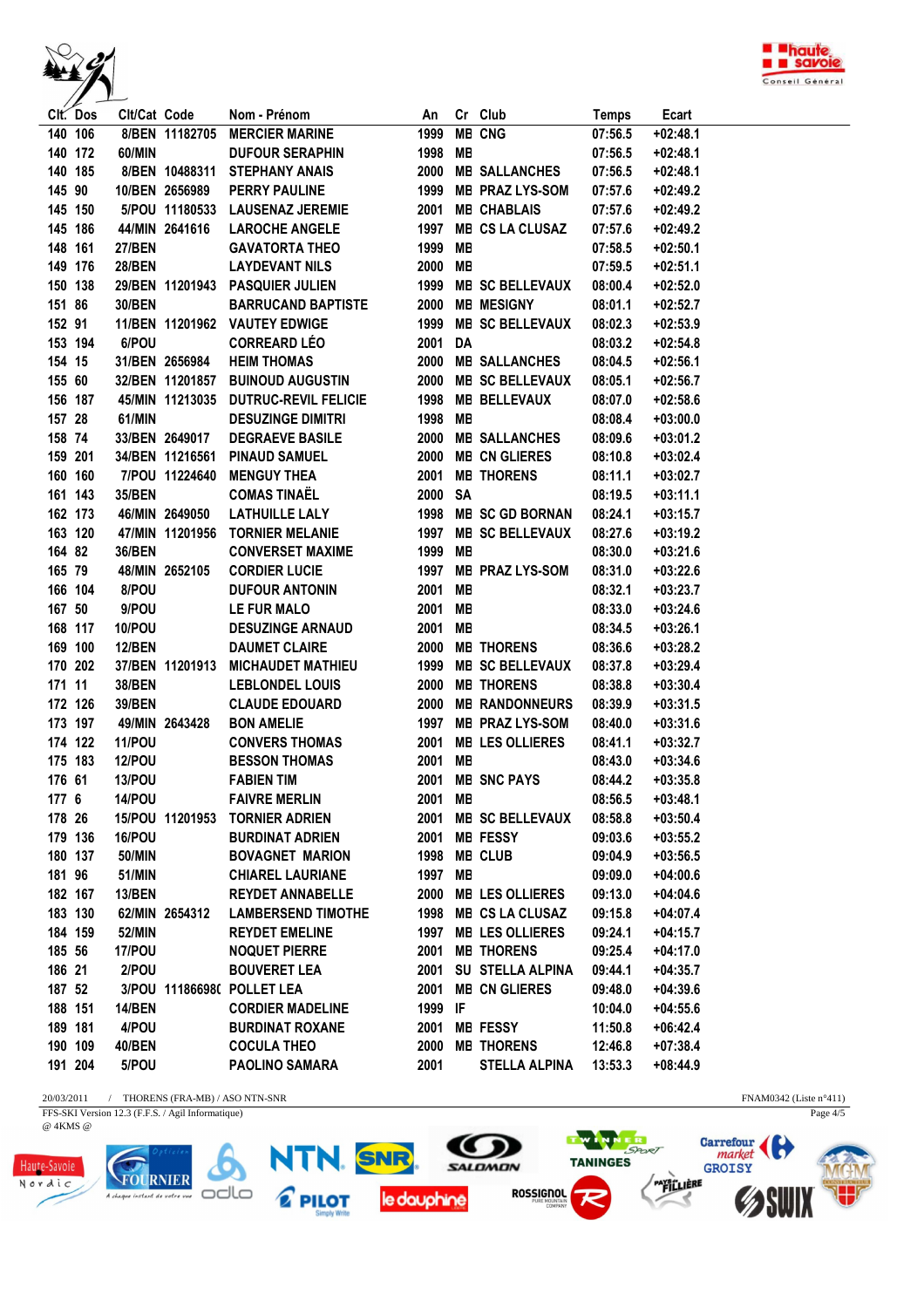| Clt. | Dos | Clt/Cat | Code | Nom - Prénom | An | Cr | Club | Temps | Ecart |
|---|---|---|---|---|---|---|---|---|---|
| 140 | 106 | 8/BEN | 11182705 | MERCIER MARINE | 1999 | MB | CNG | 07:56.5 | +02:48.1 |
| 140 | 172 | 60/MIN | | DUFOUR SERAPHIN | 1998 | MB | | 07:56.5 | +02:48.1 |
| 140 | 185 | 8/BEN | 10488311 | STEPHANY ANAIS | 2000 | MB | SALLANCHES | 07:56.5 | +02:48.1 |
| 145 | 90 | 10/BEN | 2656989 | PERRY PAULINE | 1999 | MB | PRAZ LYS-SOM | 07:57.6 | +02:49.2 |
| 145 | 150 | 5/POU | 11180533 | LAUSENAZ JEREMIE | 2001 | MB | CHABLAIS | 07:57.6 | +02:49.2 |
| 145 | 186 | 44/MIN | 2641616 | LAROCHE ANGELE | 1997 | MB | CS LA CLUSAZ | 07:57.6 | +02:49.2 |
| 148 | 161 | 27/BEN | | GAVATORTA THEO | 1999 | MB | | 07:58.5 | +02:50.1 |
| 149 | 176 | 28/BEN | | LAYDEVANT NILS | 2000 | MB | | 07:59.5 | +02:51.1 |
| 150 | 138 | 29/BEN | 11201943 | PASQUIER JULIEN | 1999 | MB | SC BELLEVAUX | 08:00.4 | +02:52.0 |
| 151 | 86 | 30/BEN | | BARRUCAND BAPTISTE | 2000 | MB | MESIGNY | 08:01.1 | +02:52.7 |
| 152 | 91 | 11/BEN | 11201962 | VAUTEY EDWIGE | 1999 | MB | SC BELLEVAUX | 08:02.3 | +02:53.9 |
| 153 | 194 | 6/POU | | CORREARD LÉO | 2001 | DA | | 08:03.2 | +02:54.8 |
| 154 | 15 | 31/BEN | 2656984 | HEIM THOMAS | 2000 | MB | SALLANCHES | 08:04.5 | +02:56.1 |
| 155 | 60 | 32/BEN | 11201857 | BUINOUD AUGUSTIN | 2000 | MB | SC BELLEVAUX | 08:05.1 | +02:56.7 |
| 156 | 187 | 45/MIN | 11213035 | DUTRUC-REVIL FELICIE | 1998 | MB | BELLEVAUX | 08:07.0 | +02:58.6 |
| 157 | 28 | 61/MIN | | DESUZINGE DIMITRI | 1998 | MB | | 08:08.4 | +03:00.0 |
| 158 | 74 | 33/BEN | 2649017 | DEGRAEVE BASILE | 2000 | MB | SALLANCHES | 08:09.6 | +03:01.2 |
| 159 | 201 | 34/BEN | 11216561 | PINAUD SAMUEL | 2000 | MB | CN GLIERES | 08:10.8 | +03:02.4 |
| 160 | 160 | 7/POU | 11224640 | MENGUY THEA | 2001 | MB | THORENS | 08:11.1 | +03:02.7 |
| 161 | 143 | 35/BEN | | COMAS TINAËL | 2000 | SA | | 08:19.5 | +03:11.1 |
| 162 | 173 | 46/MIN | 2649050 | LATHUILLE LALY | 1998 | MB | SC GD BORNAN | 08:24.1 | +03:15.7 |
| 163 | 120 | 47/MIN | 11201956 | TORNIER MELANIE | 1997 | MB | SC BELLEVAUX | 08:27.6 | +03:19.2 |
| 164 | 82 | 36/BEN | | CONVERSET MAXIME | 1999 | MB | | 08:30.0 | +03:21.6 |
| 165 | 79 | 48/MIN | 2652105 | CORDIER LUCIE | 1997 | MB | PRAZ LYS-SOM | 08:31.0 | +03:22.6 |
| 166 | 104 | 8/POU | | DUFOUR ANTONIN | 2001 | MB | | 08:32.1 | +03:23.7 |
| 167 | 50 | 9/POU | | LE FUR MALO | 2001 | MB | | 08:33.0 | +03:24.6 |
| 168 | 117 | 10/POU | | DESUZINGE ARNAUD | 2001 | MB | | 08:34.5 | +03:26.1 |
| 169 | 100 | 12/BEN | | DAUMET CLAIRE | 2000 | MB | THORENS | 08:36.6 | +03:28.2 |
| 170 | 202 | 37/BEN | 11201913 | MICHAUDET MATHIEU | 1999 | MB | SC BELLEVAUX | 08:37.8 | +03:29.4 |
| 171 | 11 | 38/BEN | | LEBLONDEL LOUIS | 2000 | MB | THORENS | 08:38.8 | +03:30.4 |
| 172 | 126 | 39/BEN | | CLAUDE EDOUARD | 2000 | MB | RANDONNEURS | 08:39.9 | +03:31.5 |
| 173 | 197 | 49/MIN | 2643428 | BON AMELIE | 1997 | MB | PRAZ LYS-SOM | 08:40.0 | +03:31.6 |
| 174 | 122 | 11/POU | | CONVERS THOMAS | 2001 | MB | LES OLLIERES | 08:41.1 | +03:32.7 |
| 175 | 183 | 12/POU | | BESSON THOMAS | 2001 | MB | | 08:43.0 | +03:34.6 |
| 176 | 61 | 13/POU | | FABIEN TIM | 2001 | MB | SNC PAYS | 08:44.2 | +03:35.8 |
| 177 | 6 | 14/POU | | FAIVRE MERLIN | 2001 | MB | | 08:56.5 | +03:48.1 |
| 178 | 26 | 15/POU | 11201953 | TORNIER ADRIEN | 2001 | MB | SC BELLEVAUX | 08:58.8 | +03:50.4 |
| 179 | 136 | 16/POU | | BURDINAT ADRIEN | 2001 | MB | FESSY | 09:03.6 | +03:55.2 |
| 180 | 137 | 50/MIN | | BOVAGNET MARION | 1998 | MB | CLUB | 09:04.9 | +03:56.5 |
| 181 | 96 | 51/MIN | | CHIAREL LAURIANE | 1997 | MB | | 09:09.0 | +04:00.6 |
| 182 | 167 | 13/BEN | | REYDET ANNABELLE | 2000 | MB | LES OLLIERES | 09:13.0 | +04:04.6 |
| 183 | 130 | 62/MIN | 2654312 | LAMBERSEND TIMOTHE | 1998 | MB | CS LA CLUSAZ | 09:15.8 | +04:07.4 |
| 184 | 159 | 52/MIN | | REYDET EMELINE | 1997 | MB | LES OLLIERES | 09:24.1 | +04:15.7 |
| 185 | 56 | 17/POU | | NOQUET PIERRE | 2001 | MB | THORENS | 09:25.4 | +04:17.0 |
| 186 | 21 | 2/POU | | BOUVERET LEA | 2001 | SU | STELLA ALPINA | 09:44.1 | +04:35.7 |
| 187 | 52 | 3/POU | 11186698( | POLLET LEA | 2001 | MB | CN GLIERES | 09:48.0 | +04:39.6 |
| 188 | 151 | 14/BEN | | CORDIER MADELINE | 1999 | IF | | 10:04.0 | +04:55.6 |
| 189 | 181 | 4/POU | | BURDINAT ROXANE | 2001 | MB | FESSY | 11:50.8 | +06:42.4 |
| 190 | 109 | 40/BEN | | COCULA THEO | 2000 | MB | THORENS | 12:46.8 | +07:38.4 |
| 191 | 204 | 5/POU | | PAOLINO SAMARA | 2001 | | STELLA ALPINA | 13:53.3 | +08:44.9 |

20/03/2011 / THORENS (FRA-MB) / ASO NTN-SNR — FNAM0342 (Liste n°411)

FFS-SKI Version 12.3 (F.F.S. / Agil Informatique)

@ 4KMS @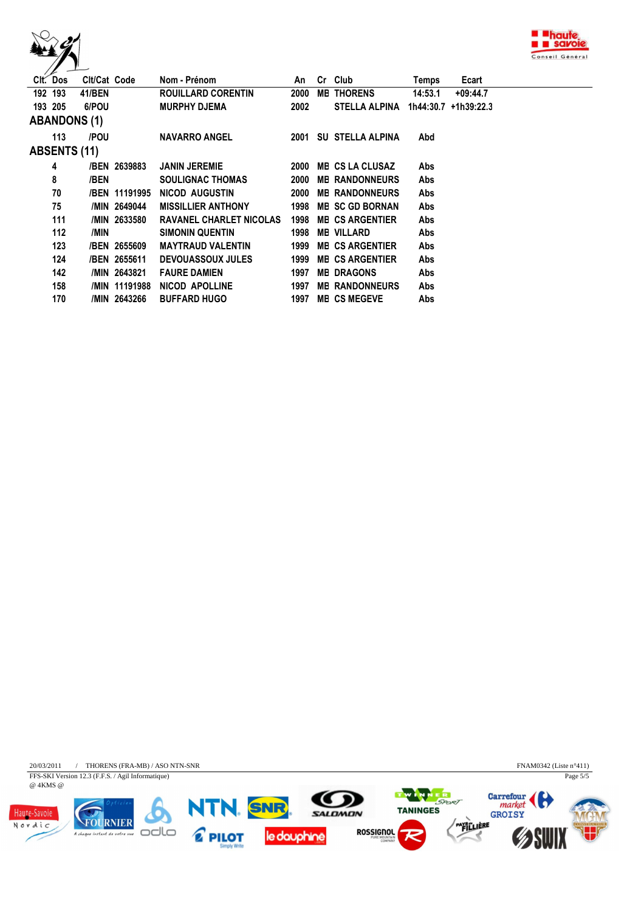| Clt. | Dos | Clt/Cat | Code | Nom - Prénom | An | Cr | Club | Temps | Ecart |
|---|---|---|---|---|---|---|---|---|---|
| 192 | 193 | 41/BEN | | ROUILLARD CORENTIN | 2000 | MB | THORENS | 14:53.1 | +09:44.7 |
| 193 | 205 | 6/POU | | MURPHY DJEMA | 2002 | | STELLA ALPINA | 1h44:30.7 | +1h39:22.3 |

## ABANDONS (1)

| Dos | Clt/Cat | Code | Nom - Prénom | An | Cr | Club | Temps |
|---|---|---|---|---|---|---|---|
| 113 | /POU | | NAVARRO ANGEL | 2001 | SU | STELLA ALPINA | Abd |

## ABSENTS (11)

| Dos | Clt/Cat | Code | Nom - Prénom | An | Cr | Club | Temps |
|---|---|---|---|---|---|---|---|
| 4 | /BEN | 2639883 | JANIN JEREMIE | 2000 | MB | CS LA CLUSAZ | Abs |
| 8 | /BEN | | SOULIGNAC THOMAS | 2000 | MB | RANDONNEURS | Abs |
| 70 | /BEN | 11191995 | NICOD AUGUSTIN | 2000 | MB | RANDONNEURS | Abs |
| 75 | /MIN | 2649044 | MISSILLIER ANTHONY | 1998 | MB | SC GD BORNAN | Abs |
| 111 | /MIN | 2633580 | RAVANEL CHARLET NICOLAS | 1998 | MB | CS ARGENTIER | Abs |
| 112 | /MIN | | SIMONIN QUENTIN | 1998 | MB | VILLARD | Abs |
| 123 | /BEN | 2655609 | MAYTRAUD VALENTIN | 1999 | MB | CS ARGENTIER | Abs |
| 124 | /BEN | 2655611 | DEVOUASSOUX JULES | 1999 | MB | CS ARGENTIER | Abs |
| 142 | /MIN | 2643821 | FAURE DAMIEN | 1997 | MB | DRAGONS | Abs |
| 158 | /MIN | 11191988 | NICOD APOLLINE | 1997 | MB | RANDONNEURS | Abs |
| 170 | /MIN | 2643266 | BUFFARD HUGO | 1997 | MB | CS MEGEVE | Abs |

20/03/2011 / THORENS (FRA-MB) / ASO NTN-SNR FNAM0342 (Liste n°411)
FFS-SKI Version 12.3 (F.F.S. / Agil Informatique)
@ 4KMS @